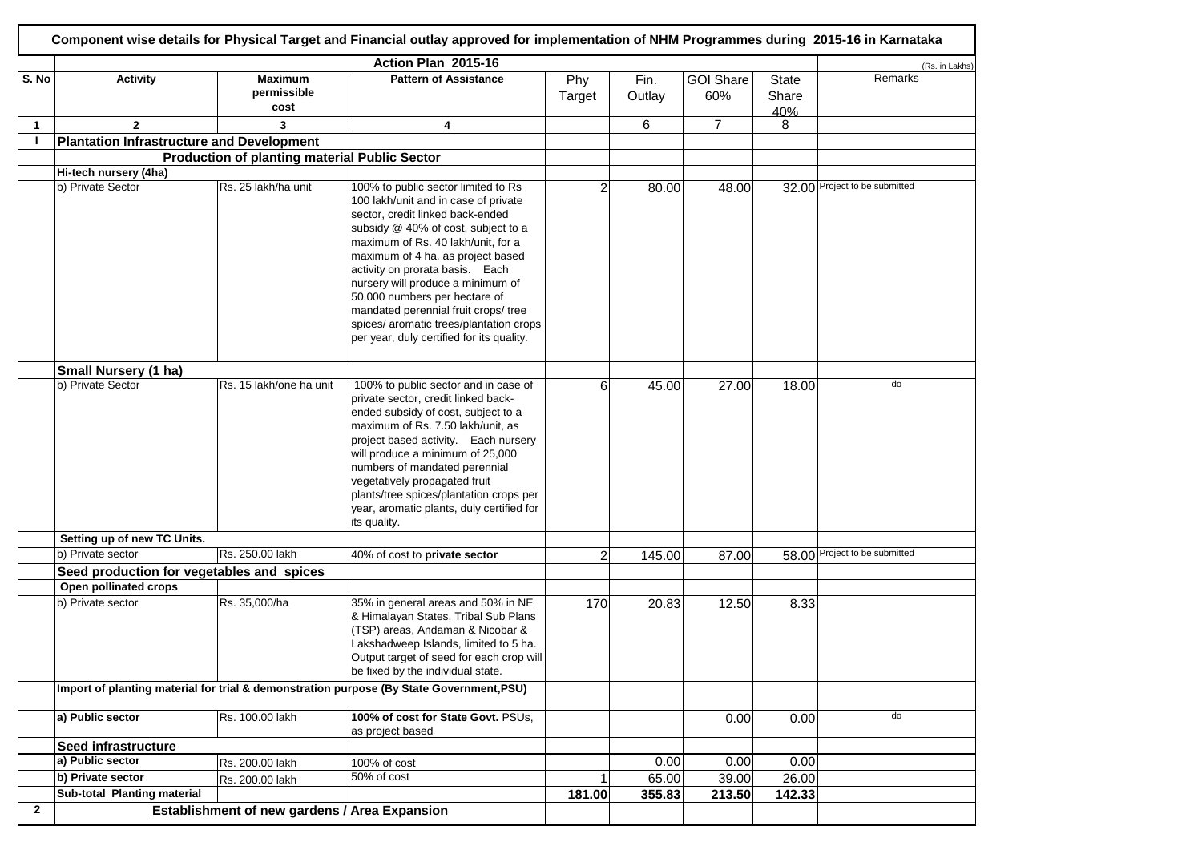# Component wise details for Physical Target and Financial outlay approved for implementation of NHM Programmes during 2015-16 in Karnataka

## Action Plan 2015-16

(Rs. in Lakhs)

| S. No | Activity | Maximum permissible cost | Pattern of Assistance | Phy Target | Fin. Outlay | GOI Share 60% | State Share 40% | Remarks |
|---|---|---|---|---|---|---|---|---|
| 1 | 2 | 3 | 4 | | 6 | 7 | 8 | |
| I | **Plantation Infrastructure and Development** | | | | | | | |
| | **Production of planting material Public Sector** | | | | | | | |
| | **Hi-tech nursery (4ha)** | | | | | | | |
| | b) Private Sector | Rs. 25 lakh/ha unit | 100% to public sector limited to Rs 100 lakh/unit and in case of private sector, credit linked back-ended subsidy @ 40% of cost, subject to a maximum of Rs. 40 lakh/unit, for a maximum of 4 ha. as project based activity on prorata basis. Each nursery will produce a minimum of 50,000 numbers per hectare of mandated perennial fruit crops/ tree spices/ aromatic trees/plantation crops per year, duly certified for its quality. | 2 | 80.00 | 48.00 | 32.00 | Project to be submitted |
| | **Small Nursery (1 ha)** | | | | | | | |
| | b) Private Sector | Rs. 15 lakh/one ha unit | 100% to public sector and in case of private sector, credit linked back-ended subsidy of cost, subject to a maximum of Rs. 7.50 lakh/unit, as project based activity. Each nursery will produce a minimum of 25,000 numbers of mandated perennial vegetatively propagated fruit plants/tree spices/plantation crops per year, aromatic plants, duly certified for its quality. | 6 | 45.00 | 27.00 | 18.00 | do |
| | **Setting up of new TC Units.** | | | | | | | |
| | b) Private sector | Rs. 250.00 lakh | 40% of cost to **private sector** | 2 | 145.00 | 87.00 | 58.00 | Project to be submitted |
| | **Seed production for vegetables and spices** | | | | | | | |
| | **Open pollinated crops** | | | | | | | |
| | b) Private sector | Rs. 35,000/ha | 35% in general areas and 50% in NE & Himalayan States, Tribal Sub Plans (TSP) areas, Andaman & Nicobar & Lakshadweep Islands, limited to 5 ha. Output target of seed for each crop will be fixed by the individual state. | 170 | 20.83 | 12.50 | 8.33 | |
| | **Import of planting material for trial & demonstration purpose (By State Government,PSU)** | | | | | | | |
| | **a) Public sector** | Rs. 100.00 lakh | **100% of cost for State Govt.** PSUs, as project based | | | 0.00 | 0.00 | do |
| | **Seed infrastructure** | | | | | | | |
| | **a) Public sector** | Rs. 200.00 lakh | 100% of cost | | 0.00 | 0.00 | 0.00 | |
| | **b) Private sector** | Rs. 200.00 lakh | 50% of cost | 1 | 65.00 | 39.00 | 26.00 | |
| | **Sub-total Planting material** | | | **181.00** | **355.83** | **213.50** | **142.33** | |
| 2 | **Establishment of new gardens / Area Expansion** | | | | | | | |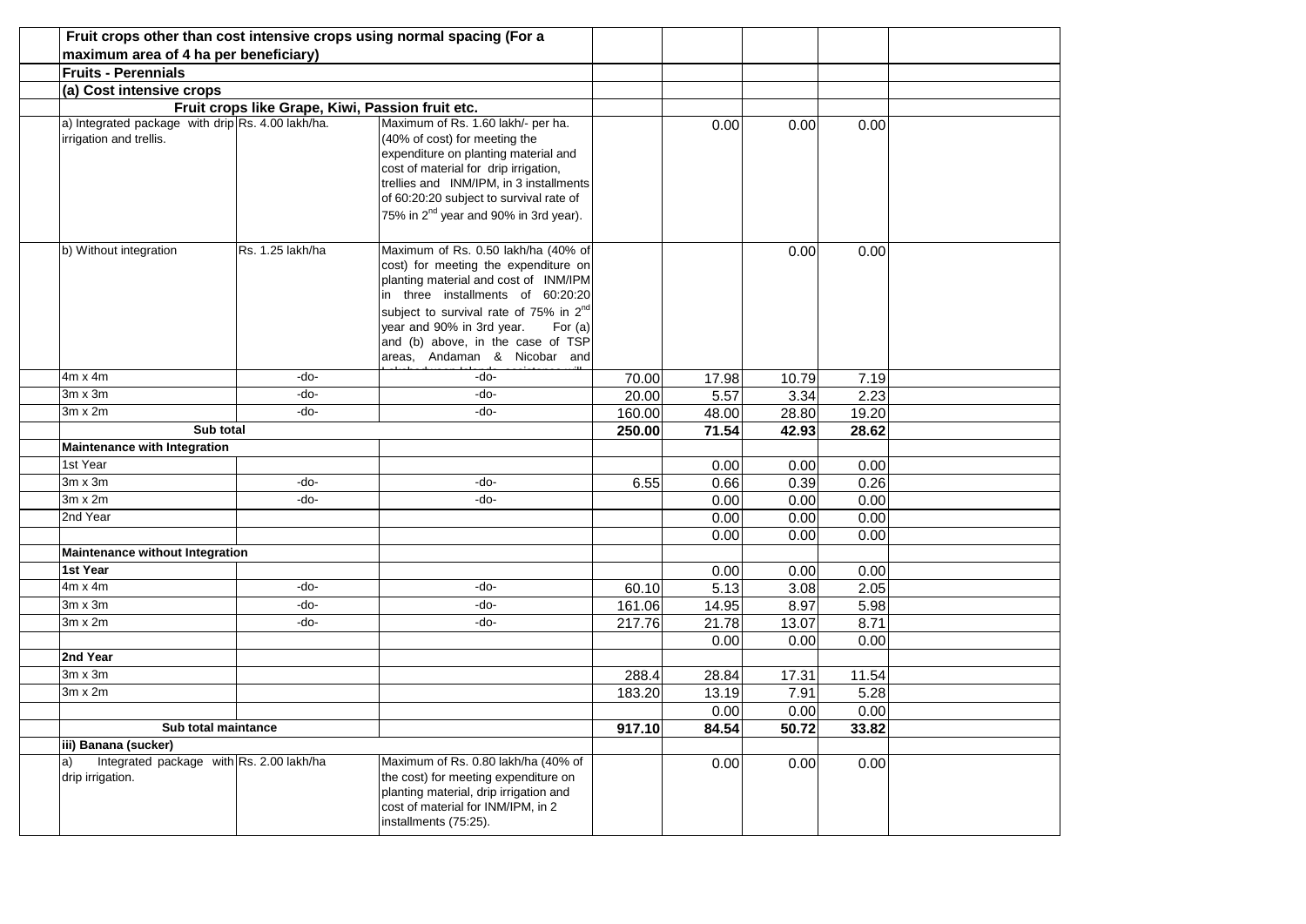| | | | | | | | |
|---|---|---|---|---|---|---|---|
| **Fruit crops other than cost intensive crops using normal spacing (For a maximum area of 4 ha per beneficiary)** | | | | | | | |
| **Fruits - Perennials** | | | | | | | |
| **(a) Cost intensive crops** | | | | | | | |
| **Fruit crops like Grape, Kiwi, Passion fruit etc.** | | | | | | | |
| a) Integrated package with drip irrigation and trellis. | Rs. 4.00 lakh/ha. | Maximum of Rs. 1.60 lakh/- per ha. (40% of cost) for meeting the expenditure on planting material and cost of material for drip irrigation, trellies and INM/IPM, in 3 installments of 60:20:20 subject to survival rate of 75% in 2nd year and 90% in 3rd year). | | 0.00 | 0.00 | 0.00 | |
| b) Without integration | Rs. 1.25 lakh/ha | Maximum of Rs. 0.50 lakh/ha (40% of cost) for meeting the expenditure on planting material and cost of INM/IPM in three installments of 60:20:20 subject to survival rate of 75% in 2nd year and 90% in 3rd year. For (a) and (b) above, in the case of TSP areas, Andaman & Nicobar and | | | 0.00 | 0.00 | |
| 4m x 4m | -do- | -do- | 70.00 | 17.98 | 10.79 | 7.19 | |
| 3m x 3m | -do- | -do- | 20.00 | 5.57 | 3.34 | 2.23 | |
| 3m x 2m | -do- | -do- | 160.00 | 48.00 | 28.80 | 19.20 | |
| **Sub total** | | | **250.00** | **71.54** | **42.93** | **28.62** | |
| **Maintenance with Integration** | | | | | | | |
| 1st Year | | | | 0.00 | 0.00 | 0.00 | |
| 3m x 3m | -do- | -do- | 6.55 | 0.66 | 0.39 | 0.26 | |
| 3m x 2m | -do- | -do- | | 0.00 | 0.00 | 0.00 | |
| 2nd Year | | | | 0.00 | 0.00 | 0.00 | |
| | | | | 0.00 | 0.00 | 0.00 | |
| **Maintenance without Integration** | | | | | | | |
| **1st Year** | | | | 0.00 | 0.00 | 0.00 | |
| 4m x 4m | -do- | -do- | 60.10 | 5.13 | 3.08 | 2.05 | |
| 3m x 3m | -do- | -do- | 161.06 | 14.95 | 8.97 | 5.98 | |
| 3m x 2m | -do- | -do- | 217.76 | 21.78 | 13.07 | 8.71 | |
| | | | | 0.00 | 0.00 | 0.00 | |
| **2nd Year** | | | | | | | |
| 3m x 3m | | | 288.4 | 28.84 | 17.31 | 11.54 | |
| 3m x 2m | | | 183.20 | 13.19 | 7.91 | 5.28 | |
| | | | | 0.00 | 0.00 | 0.00 | |
| **Sub total maintance** | | | **917.10** | **84.54** | **50.72** | **33.82** | |
| **iii) Banana (sucker)** | | | | | | | |
| a) Integrated package with drip irrigation. | Rs. 2.00 lakh/ha | Maximum of Rs. 0.80 lakh/ha (40% of the cost) for meeting expenditure on planting material, drip irrigation and cost of material for INM/IPM, in 2 installments (75:25). | | 0.00 | 0.00 | 0.00 | |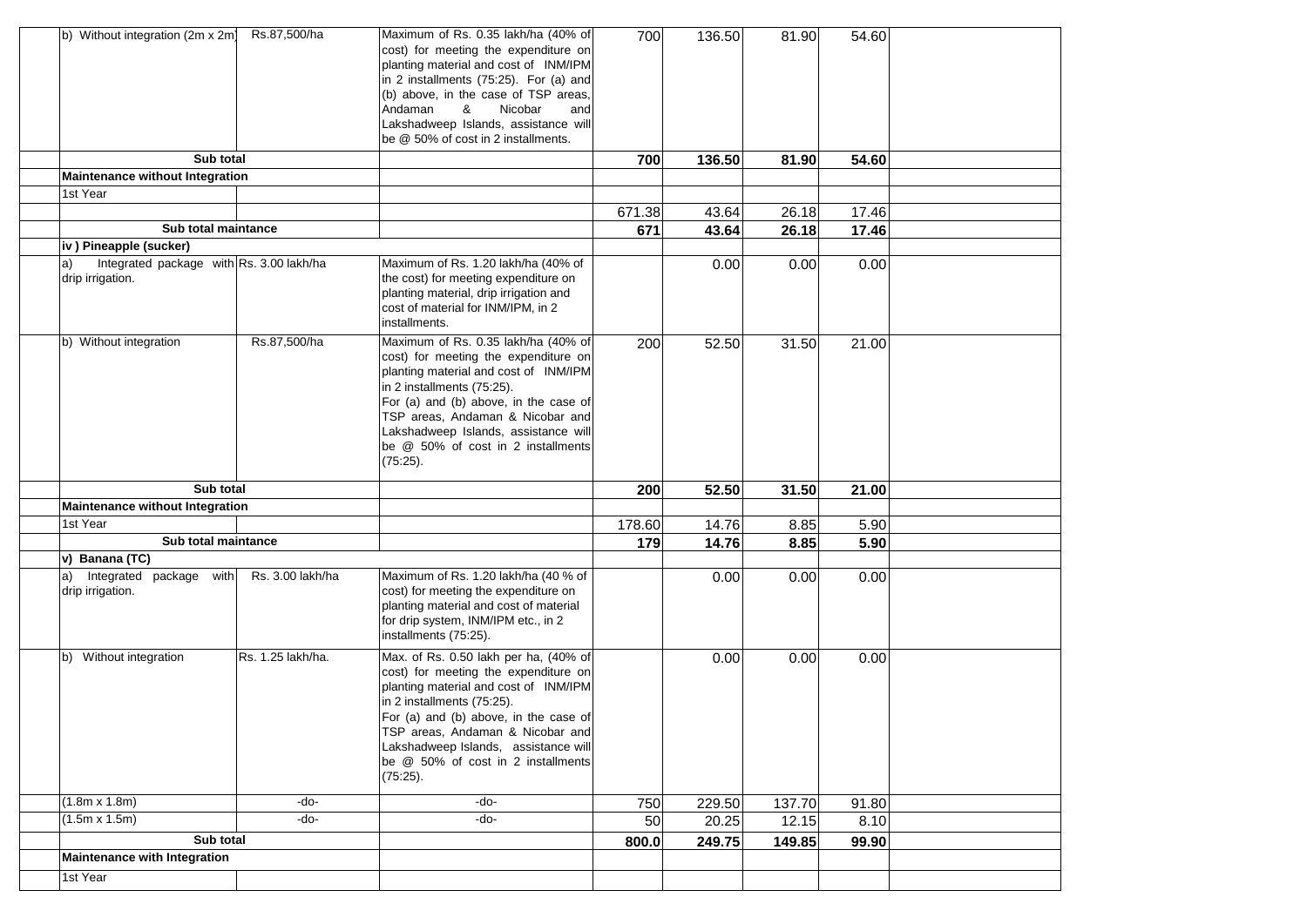| | | | | | | | |
|---|---|---|---|---|---|---|---|
| b) Without integration (2m x 2m) | Rs.87,500/ha | Maximum of Rs. 0.35 lakh/ha (40% of cost) for meeting the expenditure on planting material and cost of INM/IPM in 2 installments (75:25). For (a) and (b) above, in the case of TSP areas, Andaman & Nicobar and Lakshadweep Islands, assistance will be @ 50% of cost in 2 installments. | 700 | 136.50 | 81.90 | 54.60 | |
| **Sub total** | | | **700** | **136.50** | **81.90** | **54.60** | |
| **Maintenance without Integration** | | | | | | | |
| 1st Year | | | | | | | |
| | | | 671.38 | 43.64 | 26.18 | 17.46 | |
| **Sub total maintance** | | | **671** | **43.64** | **26.18** | **17.46** | |
| **iv ) Pineapple (sucker)** | | | | | | | |
| a) Integrated package with drip irrigation. | Rs. 3.00 lakh/ha | Maximum of Rs. 1.20 lakh/ha (40% of the cost) for meeting expenditure on planting material, drip irrigation and cost of material for INM/IPM, in 2 installments. | | 0.00 | 0.00 | 0.00 | |
| b) Without integration | Rs.87,500/ha | Maximum of Rs. 0.35 lakh/ha (40% of cost) for meeting the expenditure on planting material and cost of INM/IPM in 2 installments (75:25). For (a) and (b) above, in the case of TSP areas, Andaman & Nicobar and Lakshadweep Islands, assistance will be @ 50% of cost in 2 installments (75:25). | 200 | 52.50 | 31.50 | 21.00 | |
| **Sub total** | | | **200** | **52.50** | **31.50** | **21.00** | |
| **Maintenance without Integration** | | | | | | | |
| 1st Year | | | 178.60 | 14.76 | 8.85 | 5.90 | |
| **Sub total maintance** | | | **179** | **14.76** | **8.85** | **5.90** | |
| **v) Banana (TC)** | | | | | | | |
| a) Integrated package with drip irrigation. | Rs. 3.00 lakh/ha | Maximum of Rs. 1.20 lakh/ha (40 % of cost) for meeting the expenditure on planting material and cost of material for drip system, INM/IPM etc., in 2 installments (75:25). | | 0.00 | 0.00 | 0.00 | |
| b) Without integration | Rs. 1.25 lakh/ha. | Max. of Rs. 0.50 lakh per ha, (40% of cost) for meeting the expenditure on planting material and cost of INM/IPM in 2 installments (75:25). For (a) and (b) above, in the case of TSP areas, Andaman & Nicobar and Lakshadweep Islands, assistance will be @ 50% of cost in 2 installments (75:25). | | 0.00 | 0.00 | 0.00 | |
| (1.8m x 1.8m) | -do- | -do- | 750 | 229.50 | 137.70 | 91.80 | |
| (1.5m x 1.5m) | -do- | -do- | 50 | 20.25 | 12.15 | 8.10 | |
| **Sub total** | | | **800.0** | **249.75** | **149.85** | **99.90** | |
| **Maintenance with Integration** | | | | | | | |
| 1st Year | | | | | | | |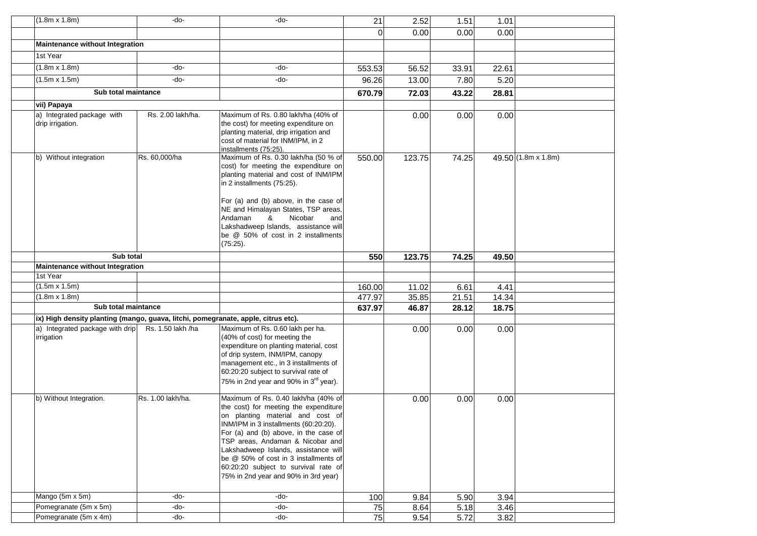| | | | | | | | |
|---|---|---|---|---|---|---|---|
| (1.8m x 1.8m) | -do- | -do- | 21 | 2.52 | 1.51 | 1.01 | |
| | | | 0 | 0.00 | 0.00 | 0.00 | |
| **Maintenance without Integration** | | | | | | | |
| 1st Year | | | | | | | |
| (1.8m x 1.8m) | -do- | -do- | 553.53 | 56.52 | 33.91 | 22.61 | |
| (1.5m x 1.5m) | -do- | -do- | 96.26 | 13.00 | 7.80 | 5.20 | |
| **Sub total maintance** | | | **670.79** | **72.03** | **43.22** | **28.81** | |
| **vii) Papaya** | | | | | | | |
| a) Integrated package with drip irrigation. | Rs. 2.00 lakh/ha. | Maximum of Rs. 0.80 lakh/ha (40% of the cost) for meeting expenditure on planting material, drip irrigation and cost of material for INM/IPM, in 2 installments (75:25). | | 0.00 | 0.00 | 0.00 | |
| b) Without integration | Rs. 60,000/ha | Maximum of Rs. 0.30 lakh/ha (50 % of cost) for meeting the expenditure on planting material and cost of INM/IPM in 2 installments (75:25). For (a) and (b) above, in the case of NE and Himalayan States, TSP areas, Andaman & Nicobar and Lakshadweep Islands, assistance will be @ 50% of cost in 2 installments (75:25). | 550.00 | 123.75 | 74.25 | 49.50 | (1.8m x 1.8m) |
| **Sub total** | | | **550** | **123.75** | **74.25** | **49.50** | |
| **Maintenance without Integration** | | | | | | | |
| 1st Year | | | | | | | |
| (1.5m x 1.5m) | | | 160.00 | 11.02 | 6.61 | 4.41 | |
| (1.8m x 1.8m) | | | 477.97 | 35.85 | 21.51 | 14.34 | |
| **Sub total maintance** | | | **637.97** | **46.87** | **28.12** | **18.75** | |
| **ix) High density planting (mango, guava, litchi, pomegranate, apple, citrus etc).** | | | | | | | |
| a) Integrated package with drip irrigation | Rs. 1.50 lakh /ha | Maximum of Rs. 0.60 lakh per ha. (40% of cost) for meeting the expenditure on planting material, cost of drip system, INM/IPM, canopy management etc., in 3 installments of 60:20:20 subject to survival rate of 75% in 2nd year and 90% in 3rd year). | | 0.00 | 0.00 | 0.00 | |
| b) Without Integration. | Rs. 1.00 lakh/ha. | Maximum of Rs. 0.40 lakh/ha (40% of the cost) for meeting the expenditure on planting material and cost of INM/IPM in 3 installments (60:20:20). For (a) and (b) above, in the case of TSP areas, Andaman & Nicobar and Lakshadweep Islands, assistance will be @ 50% of cost in 3 installments of 60:20:20 subject to survival rate of 75% in 2nd year and 90% in 3rd year) | | 0.00 | 0.00 | 0.00 | |
| Mango (5m x 5m) | -do- | -do- | 100 | 9.84 | 5.90 | 3.94 | |
| Pomegranate (5m x 5m) | -do- | -do- | 75 | 8.64 | 5.18 | 3.46 | |
| Pomegranate (5m x 4m) | -do- | -do- | 75 | 9.54 | 5.72 | 3.82 | |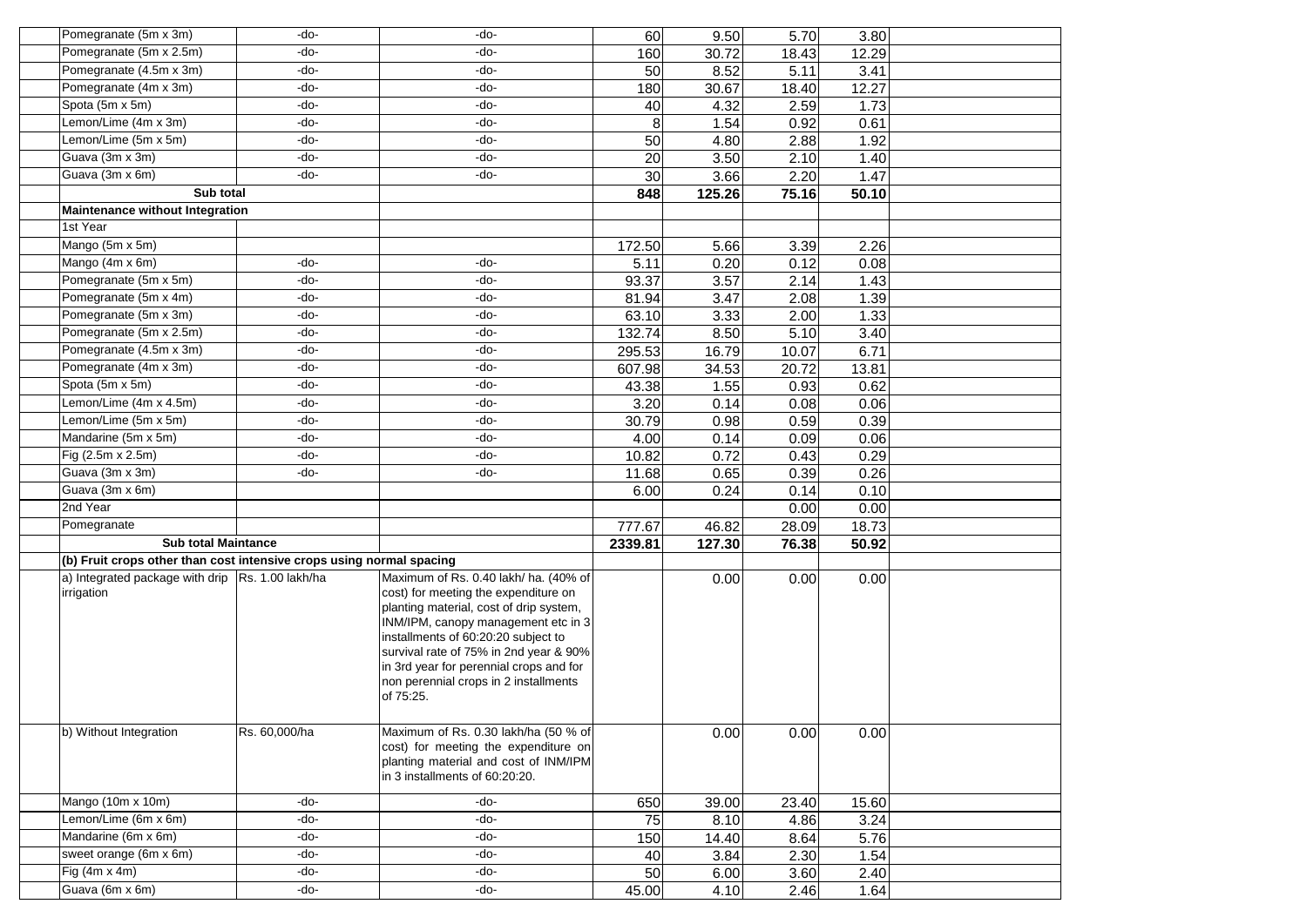| | | | | | | | |
|---|---|---|---|---|---|---|---|
| Pomegranate (5m x 3m) | -do- | -do- | 60 | 9.50 | 5.70 | 3.80 | |
| Pomegranate (5m x 2.5m) | -do- | -do- | 160 | 30.72 | 18.43 | 12.29 | |
| Pomegranate (4.5m x 3m) | -do- | -do- | 50 | 8.52 | 5.11 | 3.41 | |
| Pomegranate (4m x 3m) | -do- | -do- | 180 | 30.67 | 18.40 | 12.27 | |
| Spota (5m x 5m) | -do- | -do- | 40 | 4.32 | 2.59 | 1.73 | |
| Lemon/Lime (4m x 3m) | -do- | -do- | 8 | 1.54 | 0.92 | 0.61 | |
| Lemon/Lime (5m x 5m) | -do- | -do- | 50 | 4.80 | 2.88 | 1.92 | |
| Guava (3m x 3m) | -do- | -do- | 20 | 3.50 | 2.10 | 1.40 | |
| Guava (3m x 6m) | -do- | -do- | 30 | 3.66 | 2.20 | 1.47 | |
| **Sub total** | | | **848** | **125.26** | **75.16** | **50.10** | |
| **Maintenance without Integration** | | | | | | | |
| 1st Year | | | | | | | |
| Mango (5m x 5m) | | | 172.50 | 5.66 | 3.39 | 2.26 | |
| Mango (4m x 6m) | -do- | -do- | 5.11 | 0.20 | 0.12 | 0.08 | |
| Pomegranate (5m x 5m) | -do- | -do- | 93.37 | 3.57 | 2.14 | 1.43 | |
| Pomegranate (5m x 4m) | -do- | -do- | 81.94 | 3.47 | 2.08 | 1.39 | |
| Pomegranate (5m x 3m) | -do- | -do- | 63.10 | 3.33 | 2.00 | 1.33 | |
| Pomegranate (5m x 2.5m) | -do- | -do- | 132.74 | 8.50 | 5.10 | 3.40 | |
| Pomegranate (4.5m x 3m) | -do- | -do- | 295.53 | 16.79 | 10.07 | 6.71 | |
| Pomegranate (4m x 3m) | -do- | -do- | 607.98 | 34.53 | 20.72 | 13.81 | |
| Spota (5m x 5m) | -do- | -do- | 43.38 | 1.55 | 0.93 | 0.62 | |
| Lemon/Lime (4m x 4.5m) | -do- | -do- | 3.20 | 0.14 | 0.08 | 0.06 | |
| Lemon/Lime (5m x 5m) | -do- | -do- | 30.79 | 0.98 | 0.59 | 0.39 | |
| Mandarine (5m x 5m) | -do- | -do- | 4.00 | 0.14 | 0.09 | 0.06 | |
| Fig (2.5m x 2.5m) | -do- | -do- | 10.82 | 0.72 | 0.43 | 0.29 | |
| Guava (3m x 3m) | -do- | -do- | 11.68 | 0.65 | 0.39 | 0.26 | |
| Guava (3m x 6m) | | | 6.00 | 0.24 | 0.14 | 0.10 | |
| 2nd Year | | | | | 0.00 | 0.00 | |
| Pomegranate | | | 777.67 | 46.82 | 28.09 | 18.73 | |
| **Sub total Maintance** | | | **2339.81** | **127.30** | **76.38** | **50.92** | |
| **(b) Fruit crops other than cost intensive crops using normal spacing** | | | | | | | |
| a) Integrated package with drip irrigation | Rs. 1.00 lakh/ha | Maximum of Rs. 0.40 lakh/ ha. (40% of cost) for meeting the expenditure on planting material, cost of drip system, INM/IPM, canopy management etc in 3 installments of 60:20:20 subject to survival rate of 75% in 2nd year & 90% in 3rd year for perennial crops and for non perennial crops in 2 installments of 75:25. | | 0.00 | 0.00 | 0.00 | |
| b) Without Integration | Rs. 60,000/ha | Maximum of Rs. 0.30 lakh/ha (50 % of cost) for meeting the expenditure on planting material and cost of INM/IPM in 3 installments of 60:20:20. | | 0.00 | 0.00 | 0.00 | |
| Mango (10m x 10m) | -do- | -do- | 650 | 39.00 | 23.40 | 15.60 | |
| Lemon/Lime (6m x 6m) | -do- | -do- | 75 | 8.10 | 4.86 | 3.24 | |
| Mandarine (6m x 6m) | -do- | -do- | 150 | 14.40 | 8.64 | 5.76 | |
| sweet orange (6m x 6m) | -do- | -do- | 40 | 3.84 | 2.30 | 1.54 | |
| Fig (4m x 4m) | -do- | -do- | 50 | 6.00 | 3.60 | 2.40 | |
| Guava (6m x 6m) | -do- | -do- | 45.00 | 4.10 | 2.46 | 1.64 | |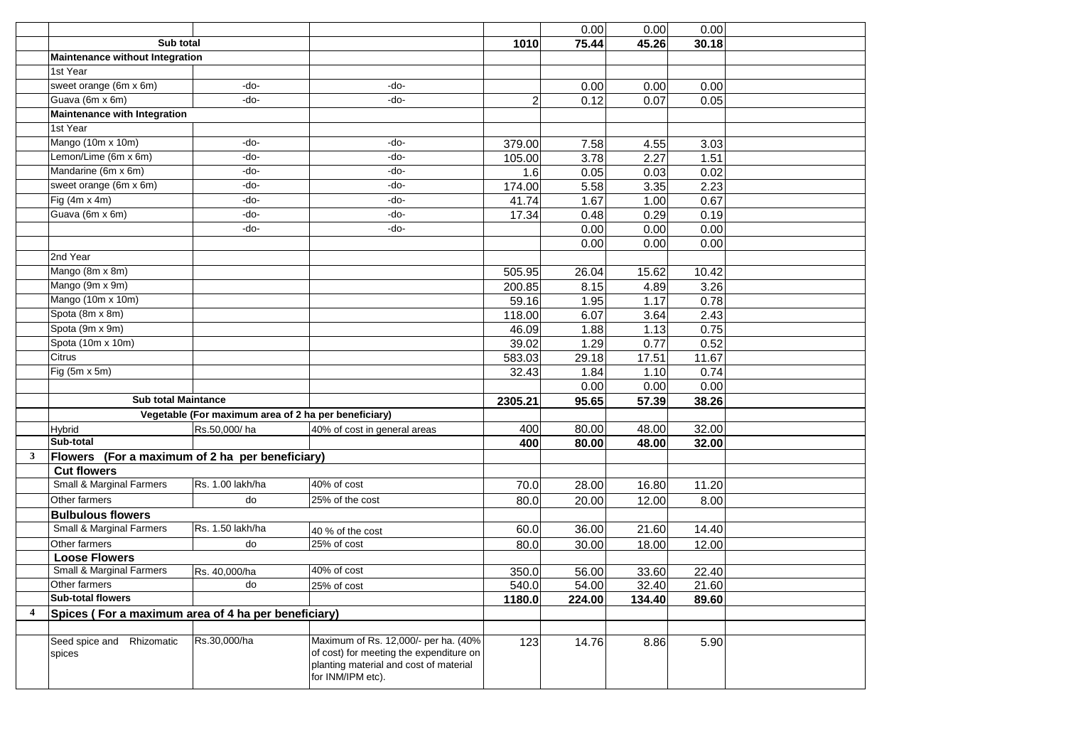| | | | | | | | | |
|---|---|---|---|---|---|---|---|---|
| | | | | | 0.00 | 0.00 | 0.00 | |
| | **Sub total** | | | **1010** | **75.44** | **45.26** | **30.18** | |
| | **Maintenance without Integration** | | | | | | | |
| | 1st Year | | | | | | | |
| | sweet orange (6m x 6m) | -do- | -do- | | 0.00 | 0.00 | 0.00 | |
| | Guava (6m x 6m) | -do- | -do- | 2 | 0.12 | 0.07 | 0.05 | |
| | **Maintenance with Integration** | | | | | | | |
| | 1st Year | | | | | | | |
| | Mango (10m x 10m) | -do- | -do- | 379.00 | 7.58 | 4.55 | 3.03 | |
| | Lemon/Lime (6m x 6m) | -do- | -do- | 105.00 | 3.78 | 2.27 | 1.51 | |
| | Mandarine (6m x 6m) | -do- | -do- | 1.6 | 0.05 | 0.03 | 0.02 | |
| | sweet orange (6m x 6m) | -do- | -do- | 174.00 | 5.58 | 3.35 | 2.23 | |
| | Fig (4m x 4m) | -do- | -do- | 41.74 | 1.67 | 1.00 | 0.67 | |
| | Guava (6m x 6m) | -do- | -do- | 17.34 | 0.48 | 0.29 | 0.19 | |
| | | -do- | -do- | | 0.00 | 0.00 | 0.00 | |
| | | | | | 0.00 | 0.00 | 0.00 | |
| | 2nd Year | | | | | | | |
| | Mango (8m x 8m) | | | 505.95 | 26.04 | 15.62 | 10.42 | |
| | Mango (9m x 9m) | | | 200.85 | 8.15 | 4.89 | 3.26 | |
| | Mango (10m x 10m) | | | 59.16 | 1.95 | 1.17 | 0.78 | |
| | Spota (8m x 8m) | | | 118.00 | 6.07 | 3.64 | 2.43 | |
| | Spota (9m x 9m) | | | 46.09 | 1.88 | 1.13 | 0.75 | |
| | Spota (10m x 10m) | | | 39.02 | 1.29 | 0.77 | 0.52 | |
| | Citrus | | | 583.03 | 29.18 | 17.51 | 11.67 | |
| | Fig (5m x 5m) | | | 32.43 | 1.84 | 1.10 | 0.74 | |
| | | | | | 0.00 | 0.00 | 0.00 | |
| | **Sub total Maintance** | | | **2305.21** | **95.65** | **57.39** | **38.26** | |
| | | **Vegetable (For maximum area of 2 ha per beneficiary)** | | | | | | |
| | Hybrid | Rs.50,000/ ha | 40% of cost in general areas | 400 | 80.00 | 48.00 | 32.00 | |
| | **Sub-total** | | | **400** | **80.00** | **48.00** | **32.00** | |
| **3** | **Flowers (For a maximum of 2 ha per beneficiary)** | | | | | | | |
| | **Cut flowers** | | | | | | | |
| | Small & Marginal Farmers | Rs. 1.00 lakh/ha | 40% of cost | 70.0 | 28.00 | 16.80 | 11.20 | |
| | Other farmers | do | 25% of the cost | 80.0 | 20.00 | 12.00 | 8.00 | |
| | **Bulbulous flowers** | | | | | | | |
| | Small & Marginal Farmers | Rs. 1.50 lakh/ha | 40 % of the cost | 60.0 | 36.00 | 21.60 | 14.40 | |
| | Other farmers | do | 25% of cost | 80.0 | 30.00 | 18.00 | 12.00 | |
| | **Loose Flowers** | | | | | | | |
| | Small & Marginal Farmers | Rs. 40,000/ha | 40% of cost | 350.0 | 56.00 | 33.60 | 22.40 | |
| | Other farmers | do | 25% of cost | 540.0 | 54.00 | 32.40 | 21.60 | |
| | **Sub-total flowers** | | | **1180.0** | **224.00** | **134.40** | **89.60** | |
| **4** | **Spices ( For a maximum area of 4 ha per beneficiary)** | | | | | | | |
| | | | | | | | | |
| | Seed spice and Rhizomatic spices | Rs.30,000/ha | Maximum of Rs. 12,000/- per ha. (40% of cost) for meeting the expenditure on planting material and cost of material for INM/IPM etc). | 123 | 14.76 | 8.86 | 5.90 | |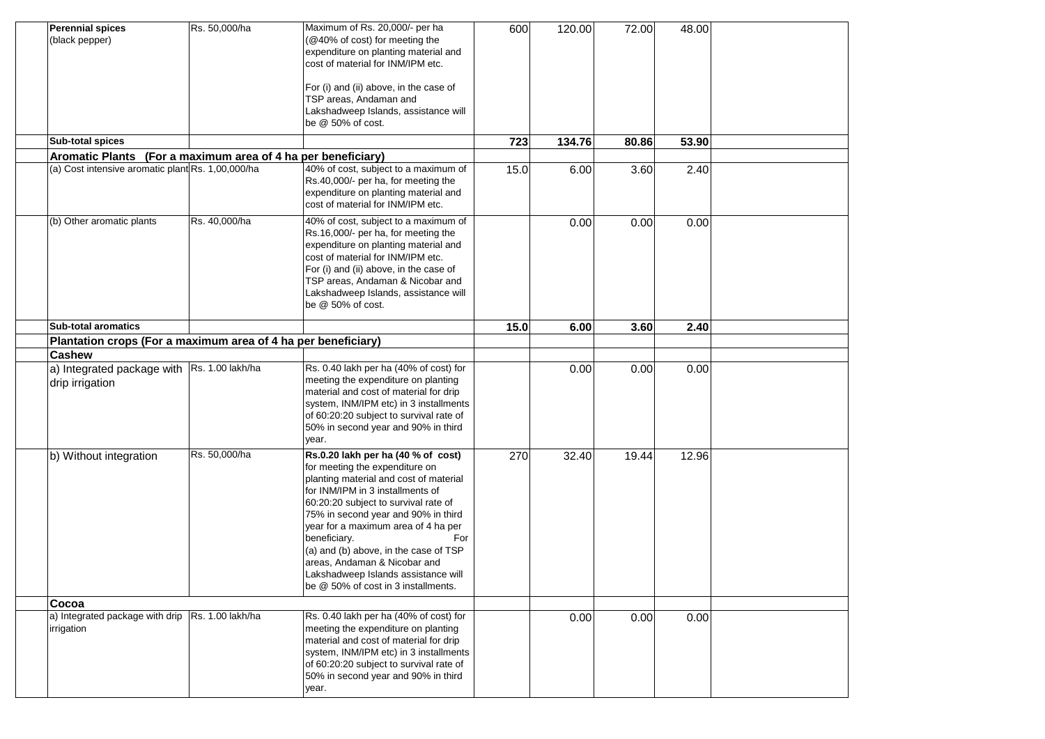| | | | | | | | |
|---|---|---|---|---|---|---|---|
| **Perennial spices** (black pepper) | Rs. 50,000/ha | Maximum of Rs. 20,000/- per ha (@40% of cost) for meeting the expenditure on planting material and cost of material for INM/IPM etc.<br><br>For (i) and (ii) above, in the case of TSP areas, Andaman and Lakshadweep Islands, assistance will be @ 50% of cost. | 600 | 120.00 | 72.00 | 48.00 | |
| **Sub-total spices** | | | **723** | **134.76** | **80.86** | **53.90** | |
| **Aromatic Plants (For a maximum area of 4 ha per beneficiary)** | | | | | | | |
| (a) Cost intensive aromatic plant | Rs. 1,00,000/ha | 40% of cost, subject to a maximum of Rs.40,000/- per ha, for meeting the expenditure on planting material and cost of material for INM/IPM etc. | 15.0 | 6.00 | 3.60 | 2.40 | |
| (b) Other aromatic plants | Rs. 40,000/ha | 40% of cost, subject to a maximum of Rs.16,000/- per ha, for meeting the expenditure on planting material and cost of material for INM/IPM etc.<br>For (i) and (ii) above, in the case of TSP areas, Andaman & Nicobar and Lakshadweep Islands, assistance will be @ 50% of cost. | | 0.00 | 0.00 | 0.00 | |
| **Sub-total aromatics** | | | **15.0** | **6.00** | **3.60** | **2.40** | |
| **Plantation crops (For a maximum area of 4 ha per beneficiary)** | | | | | | | |
| **Cashew** | | | | | | | |
| a) Integrated package with drip irrigation | Rs. 1.00 lakh/ha | Rs. 0.40 lakh per ha (40% of cost) for meeting the expenditure on planting material and cost of material for drip system, INM/IPM etc) in 3 installments of 60:20:20 subject to survival rate of 50% in second year and 90% in third year. | | 0.00 | 0.00 | 0.00 | |
| b) Without integration | Rs. 50,000/ha | **Rs.0.20 lakh per ha (40 % of cost)** for meeting the expenditure on planting material and cost of material for INM/IPM in 3 installments of 60:20:20 subject to survival rate of 75% in second year and 90% in third year for a maximum area of 4 ha per beneficiary. For (a) and (b) above, in the case of TSP areas, Andaman & Nicobar and Lakshadweep Islands assistance will be @ 50% of cost in 3 installments. | 270 | 32.40 | 19.44 | 12.96 | |
| **Cocoa** | | | | | | | |
| a) Integrated package with drip irrigation | Rs. 1.00 lakh/ha | Rs. 0.40 lakh per ha (40% of cost) for meeting the expenditure on planting material and cost of material for drip system, INM/IPM etc) in 3 installments of 60:20:20 subject to survival rate of 50% in second year and 90% in third year. | | 0.00 | 0.00 | 0.00 | |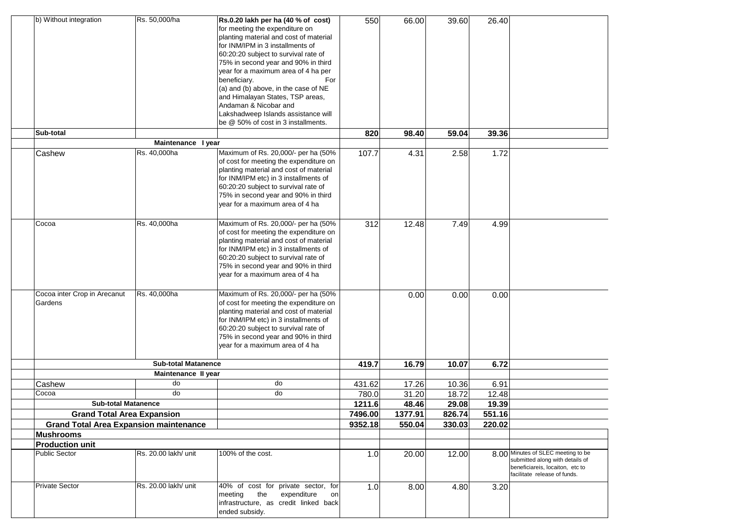| | | | | | | | |
|---|---|---|---|---|---|---|---|
| b) Without integration | Rs. 50,000/ha | **Rs.0.20 lakh per ha (40 % of cost)** for meeting the expenditure on planting material and cost of material for INM/IPM in 3 installments of 60:20:20 subject to survival rate of 75% in second year and 90% in third year for a maximum area of 4 ha per beneficiary. For (a) and (b) above, in the case of NE and Himalayan States, TSP areas, Andaman & Nicobar and Lakshadweep Islands assistance will be @ 50% of cost in 3 installments. | 550 | 66.00 | 39.60 | 26.40 | |
| **Sub-total** | | | **820** | **98.40** | **59.04** | **39.36** | |
| | **Maintenance I year** | | | | | | |
| Cashew | Rs. 40,000ha | Maximum of Rs. 20,000/- per ha (50% of cost for meeting the expenditure on planting material and cost of material for INM/IPM etc) in 3 installments of 60:20:20 subject to survival rate of 75% in second year and 90% in third year for a maximum area of 4 ha | 107.7 | 4.31 | 2.58 | 1.72 | |
| Cocoa | Rs. 40,000ha | Maximum of Rs. 20,000/- per ha (50% of cost for meeting the expenditure on planting material and cost of material for INM/IPM etc) in 3 installments of 60:20:20 subject to survival rate of 75% in second year and 90% in third year for a maximum area of 4 ha | 312 | 12.48 | 7.49 | 4.99 | |
| Cocoa inter Crop in Arecanut Gardens | Rs. 40,000ha | Maximum of Rs. 20,000/- per ha (50% of cost for meeting the expenditure on planting material and cost of material for INM/IPM etc) in 3 installments of 60:20:20 subject to survival rate of 75% in second year and 90% in third year for a maximum area of 4 ha | | 0.00 | 0.00 | 0.00 | |
| | **Sub-total Matanence** | | **419.7** | **16.79** | **10.07** | **6.72** | |
| | **Maintenance II year** | | | | | | |
| Cashew | do | do | 431.62 | 17.26 | 10.36 | 6.91 | |
| Cocoa | do | do | 780.0 | 31.20 | 18.72 | 12.48 | |
| **Sub-total Matanence** | | | **1211.6** | **48.46** | **29.08** | **19.39** | |
| **Grand Total Area Expansion** | | | **7496.00** | **1377.91** | **826.74** | **551.16** | |
| **Grand Total Area Expansion maintenance** | | | **9352.18** | **550.04** | **330.03** | **220.02** | |
| **Mushrooms** | | | | | | | |
| **Production unit** | | | | | | | |
| Public Sector | Rs. 20.00 lakh/ unit | 100% of the cost. | 1.0 | 20.00 | 12.00 | 8.00 | Minutes of SLEC meeting to be submitted along with details of beneficiareis, locaiton, etc to facilitate release of funds. |
| Private Sector | Rs. 20.00 lakh/ unit | 40% of cost for private sector, for meeting the expenditure on infrastructure, as credit linked back ended subsidy. | 1.0 | 8.00 | 4.80 | 3.20 | |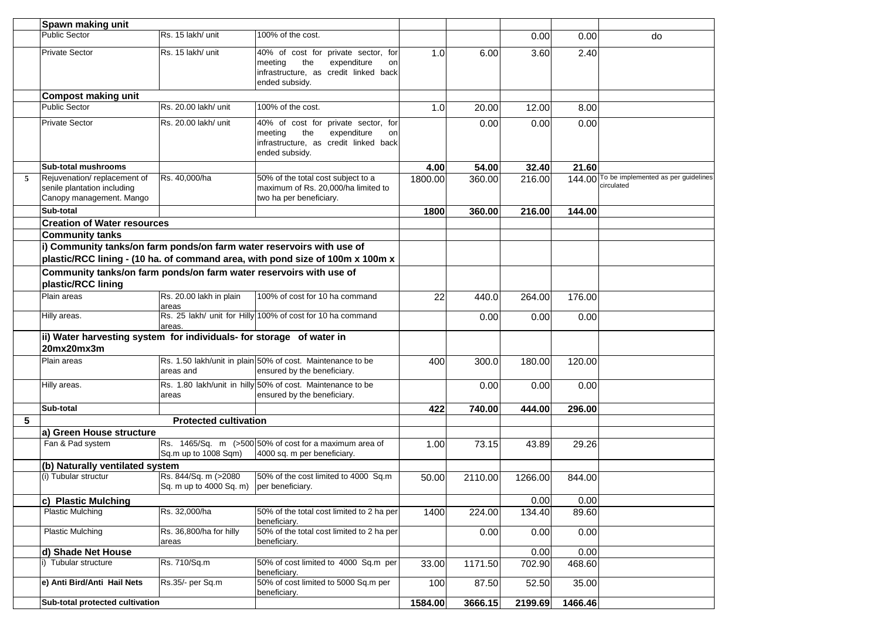| | | | | | | | | |
|---|---|---|---|---|---|---|---|---|
| | **Spawn making unit** | | | | | | | |
| | Public Sector | Rs. 15 lakh/ unit | 100% of the cost. | | | 0.00 | 0.00 | do |
| | Private Sector | Rs. 15 lakh/ unit | 40% of cost for private sector, for meeting the expenditure on infrastructure, as credit linked back ended subsidy. | 1.0 | 6.00 | 3.60 | 2.40 | |
| | **Compost making unit** | | | | | | | |
| | Public Sector | Rs. 20.00 lakh/ unit | 100% of the cost. | 1.0 | 20.00 | 12.00 | 8.00 | |
| | Private Sector | Rs. 20.00 lakh/ unit | 40% of cost for private sector, for meeting the expenditure on infrastructure, as credit linked back ended subsidy. | | 0.00 | 0.00 | 0.00 | |
| | **Sub-total mushrooms** | | | **4.00** | **54.00** | **32.40** | **21.60** | |
| 5 | Rejuvenation/ replacement of senile plantation including Canopy management. Mango | Rs. 40,000/ha | 50% of the total cost subject to a maximum of Rs. 20,000/ha limited to two ha per beneficiary. | 1800.00 | 360.00 | 216.00 | 144.00 | To be implemented as per guidelines circulated |
| | **Sub-total** | | | **1800** | **360.00** | **216.00** | **144.00** | |
| | **Creation of Water resources** | | | | | | | |
| | **Community tanks** | | | | | | | |
| | **i) Community tanks/on farm ponds/on farm water reservoirs with use of plastic/RCC lining - (10 ha. of command area, with pond size of 100m x 100m x** | | | | | | | |
| | **Community tanks/on farm ponds/on farm water reservoirs with use of plastic/RCC lining** | | | | | | | |
| | Plain areas | Rs. 20.00 lakh in plain areas | 100% of cost for 10 ha command | 22 | 440.0 | 264.00 | 176.00 | |
| | Hilly areas. | Rs. 25 lakh/ unit for Hilly areas. | 100% of cost for 10 ha command | | 0.00 | 0.00 | 0.00 | |
| | **ii) Water harvesting system for individuals- for storage of water in 20mx20mx3m** | | | | | | | |
| | Plain areas | Rs. 1.50 lakh/unit in plain areas and | 50% of cost. Maintenance to be ensured by the beneficiary. | 400 | 300.0 | 180.00 | 120.00 | |
| | Hilly areas. | Rs. 1.80 lakh/unit in hilly areas | 50% of cost. Maintenance to be ensured by the beneficiary. | | 0.00 | 0.00 | 0.00 | |
| | **Sub-total** | | | **422** | **740.00** | **444.00** | **296.00** | |
| **5** | | **Protected cultivation** | | | | | | |
| | **a) Green House structure** | | | | | | | |
| | Fan & Pad system | Rs. 1465/Sq. m (>500 Sq.m up to 1008 Sqm) | 50% of cost for a maximum area of 4000 sq. m per beneficiary. | 1.00 | 73.15 | 43.89 | 29.26 | |
| | **(b) Naturally ventilated system** | | | | | | | |
| | (i) Tubular structur | Rs. 844/Sq. m (>2080 Sq. m up to 4000 Sq. m) | 50% of the cost limited to 4000 Sq.m per beneficiary. | 50.00 | 2110.00 | 1266.00 | 844.00 | |
| | **c) Plastic Mulching** | | | | | 0.00 | 0.00 | |
| | Plastic Mulching | Rs. 32,000/ha | 50% of the total cost limited to 2 ha per beneficiary. | 1400 | 224.00 | 134.40 | 89.60 | |
| | Plastic Mulching | Rs. 36,800/ha for hilly areas | 50% of the total cost limited to 2 ha per beneficiary. | | 0.00 | 0.00 | 0.00 | |
| | **d) Shade Net House** | | | | | 0.00 | 0.00 | |
| | i) Tubular structure | Rs. 710/Sq.m | 50% of cost limited to 4000 Sq.m per beneficiary. | 33.00 | 1171.50 | 702.90 | 468.60 | |
| | **e) Anti Bird/Anti Hail Nets** | Rs.35/- per Sq.m | 50% of cost limited to 5000 Sq.m per beneficiary. | 100 | 87.50 | 52.50 | 35.00 | |
| | **Sub-total protected cultivation** | | | **1584.00** | **3666.15** | **2199.69** | **1466.46** | |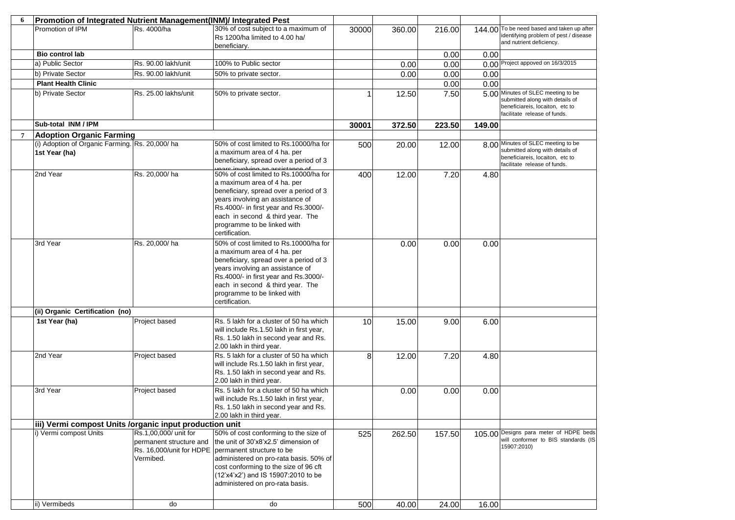| 6 | Promotion of Integrated Nutrient Management(INM)/ Integrated Pest | | | | | | | |
|---|---|---|---|---|---|---|---|---|
| | Promotion of IPM | Rs. 4000/ha | 30% of cost subject to a maximum of Rs 1200/ha limited to 4.00 ha/ beneficiary. | 30000 | 360.00 | 216.00 | 144.00 | To be need based and taken up after identifying problem of pest / disease and nutrient deficiency. |
| | **Bio control lab** | | | | | 0.00 | 0.00 | |
| | a) Public Sector | Rs. 90.00 lakh/unit | 100% to Public sector | | 0.00 | 0.00 | 0.00 | Project appoved on 16/3/2015 |
| | b) Private Sector | Rs. 90.00 lakh/unit | 50% to private sector. | | 0.00 | 0.00 | 0.00 | |
| | **Plant Health Clinic** | | | | | 0.00 | 0.00 | |
| | b) Private Sector | Rs. 25.00 lakhs/unit | 50% to private sector. | 1 | 12.50 | 7.50 | 5.00 | Minutes of SLEC meeting to be submitted along with details of beneficiareis, locaiton, etc to facilitate release of funds. |
| | **Sub-total INM / IPM** | | | **30001** | **372.50** | **223.50** | **149.00** | |
| 7 | **Adoption Organic Farming** | | | | | | | |
| | (i) Adoption of Organic Farming. 1st Year (ha) | Rs. 20,000/ ha | 50% of cost limited to Rs.10000/ha for a maximum area of 4 ha. per beneficiary, spread over a period of 3 years involving an assistance of | 500 | 20.00 | 12.00 | 8.00 | Minutes of SLEC meeting to be submitted along with details of beneficiareis, locaiton, etc to facilitate release of funds. |
| | 2nd Year | Rs. 20,000/ ha | 50% of cost limited to Rs.10000/ha for a maximum area of 4 ha. per beneficiary, spread over a period of 3 years involving an assistance of Rs.4000/- in first year and Rs.3000/- each in second & third year. The programme to be linked with certification. | 400 | 12.00 | 7.20 | 4.80 | |
| | 3rd Year | Rs. 20,000/ ha | 50% of cost limited to Rs.10000/ha for a maximum area of 4 ha. per beneficiary, spread over a period of 3 years involving an assistance of Rs.4000/- in first year and Rs.3000/- each in second & third year. The programme to be linked with certification. | | 0.00 | 0.00 | 0.00 | |
| | **(ii) Organic Certification (no)** | | | | | | | |
| | **1st Year (ha)** | Project based | Rs. 5 lakh for a cluster of 50 ha which will include Rs.1.50 lakh in first year, Rs. 1.50 lakh in second year and Rs. 2.00 lakh in third year. | 10 | 15.00 | 9.00 | 6.00 | |
| | 2nd Year | Project based | Rs. 5 lakh for a cluster of 50 ha which will include Rs.1.50 lakh in first year, Rs. 1.50 lakh in second year and Rs. 2.00 lakh in third year. | 8 | 12.00 | 7.20 | 4.80 | |
| | 3rd Year | Project based | Rs. 5 lakh for a cluster of 50 ha which will include Rs.1.50 lakh in first year, Rs. 1.50 lakh in second year and Rs. 2.00 lakh in third year. | | 0.00 | 0.00 | 0.00 | |
| | **iii) Vermi compost Units /organic input production unit** | | | | | | | |
| | i) Vermi compost Units | Rs.1,00,000/ unit for permanent structure and Rs. 16,000/unit for HDPE Vermibed. | 50% of cost conforming to the size of the unit of 30'x8'x2.5' dimension of permanent structure to be administered on pro-rata basis. 50% of cost conforming to the size of 96 cft (12'x4'x2') and IS 15907:2010 to be administered on pro-rata basis. | 525 | 262.50 | 157.50 | 105.00 | Designs para meter of HDPE beds will conformer to BIS standards (IS 15907:2010) |
| | ii) Vermibeds | do | do | 500 | 40.00 | 24.00 | 16.00 | |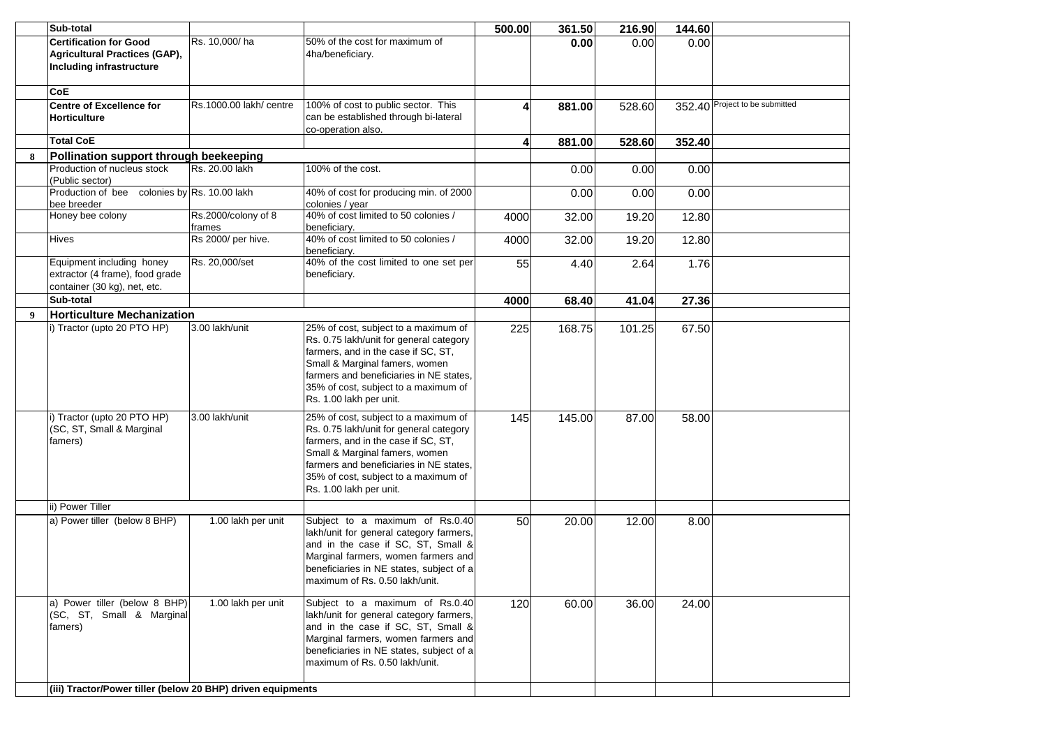| | | | | | | | | |
|---|---|---|---|---|---|---|---|---|
| | **Sub-total** | | | **500.00** | **361.50** | **216.90** | **144.60** | |
| | **Certification for Good Agricultural Practices (GAP), Including infrastructure** | Rs. 10,000/ ha | 50% of the cost for maximum of 4ha/beneficiary. | | **0.00** | 0.00 | 0.00 | |
| | **CoE** | | | | | | | |
| | **Centre of Excellence for Horticulture** | Rs.1000.00 lakh/ centre | 100% of cost to public sector. This can be established through bi-lateral co-operation also. | **4** | **881.00** | 528.60 | 352.40 | Project to be submitted |
| | **Total CoE** | | | **4** | **881.00** | **528.60** | **352.40** | |
| **8** | **Pollination support through beekeeping** | | | | | | | |
| | Production of nucleus stock (Public sector) | Rs. 20.00 lakh | 100% of the cost. | | 0.00 | 0.00 | 0.00 | |
| | Production of bee colonies by bee breeder | Rs. 10.00 lakh | 40% of cost for producing min. of 2000 colonies / year | | 0.00 | 0.00 | 0.00 | |
| | Honey bee colony | Rs.2000/colony of 8 frames | 40% of cost limited to 50 colonies / beneficiary. | 4000 | 32.00 | 19.20 | 12.80 | |
| | Hives | Rs 2000/ per hive. | 40% of cost limited to 50 colonies / beneficiary. | 4000 | 32.00 | 19.20 | 12.80 | |
| | Equipment including honey extractor (4 frame), food grade container (30 kg), net, etc. | Rs. 20,000/set | 40% of the cost limited to one set per beneficiary. | 55 | 4.40 | 2.64 | 1.76 | |
| | **Sub-total** | | | **4000** | **68.40** | **41.04** | **27.36** | |
| **9** | **Horticulture Mechanization** | | | | | | | |
| | i) Tractor (upto 20 PTO HP) | 3.00 lakh/unit | 25% of cost, subject to a maximum of Rs. 0.75 lakh/unit for general category farmers, and in the case if SC, ST, Small & Marginal famers, women farmers and beneficiaries in NE states, 35% of cost, subject to a maximum of Rs. 1.00 lakh per unit. | 225 | 168.75 | 101.25 | 67.50 | |
| | i) Tractor (upto 20 PTO HP) (SC, ST, Small & Marginal famers) | 3.00 lakh/unit | 25% of cost, subject to a maximum of Rs. 0.75 lakh/unit for general category farmers, and in the case if SC, ST, Small & Marginal famers, women farmers and beneficiaries in NE states, 35% of cost, subject to a maximum of Rs. 1.00 lakh per unit. | 145 | 145.00 | 87.00 | 58.00 | |
| | ii) Power Tiller | | | | | | | |
| | a) Power tiller (below 8 BHP) | 1.00 lakh per unit | Subject to a maximum of Rs.0.40 lakh/unit for general category farmers, and in the case if SC, ST, Small & Marginal farmers, women farmers and beneficiaries in NE states, subject of a maximum of Rs. 0.50 lakh/unit. | 50 | 20.00 | 12.00 | 8.00 | |
| | a) Power tiller (below 8 BHP) (SC, ST, Small & Marginal famers) | 1.00 lakh per unit | Subject to a maximum of Rs.0.40 lakh/unit for general category farmers, and in the case if SC, ST, Small & Marginal farmers, women farmers and beneficiaries in NE states, subject of a maximum of Rs. 0.50 lakh/unit. | 120 | 60.00 | 36.00 | 24.00 | |
| | **(iii) Tractor/Power tiller (below 20 BHP) driven equipments** | | | | | | | |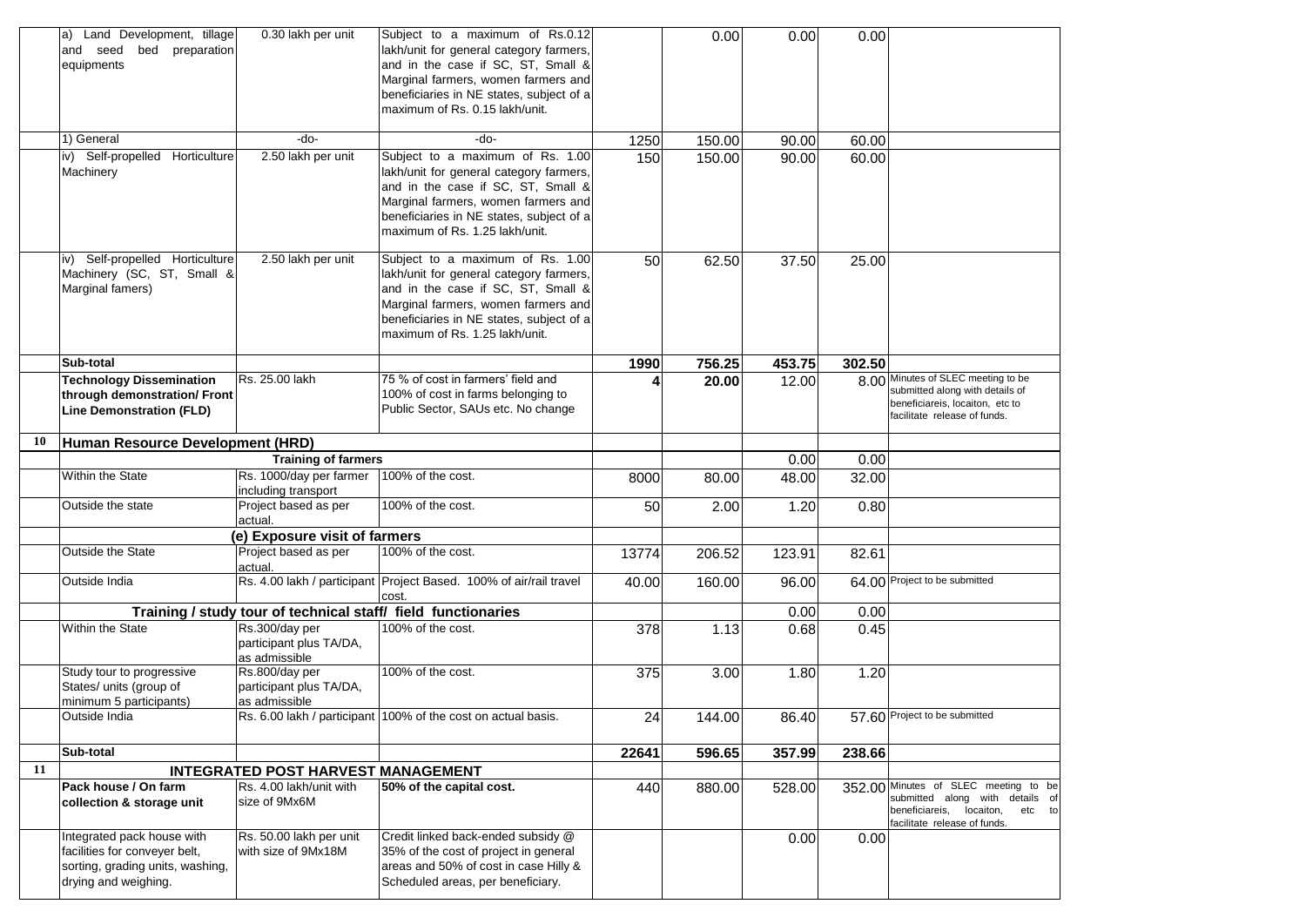| | | | | | | | | |
|---|---|---|---|---|---|---|---|---|
| | a) Land Development, tillage and seed bed preparation equipments | 0.30 lakh per unit | Subject to a maximum of Rs.0.12 lakh/unit for general category farmers, and in the case if SC, ST, Small & Marginal farmers, women farmers and beneficiaries in NE states, subject of a maximum of Rs. 0.15 lakh/unit. | | 0.00 | 0.00 | 0.00 | |
| | 1) General | -do- | -do- | 1250 | 150.00 | 90.00 | 60.00 | |
| | iv) Self-propelled Horticulture Machinery | 2.50 lakh per unit | Subject to a maximum of Rs. 1.00 lakh/unit for general category farmers, and in the case if SC, ST, Small & Marginal farmers, women farmers and beneficiaries in NE states, subject of a maximum of Rs. 1.25 lakh/unit. | 150 | 150.00 | 90.00 | 60.00 | |
| | iv) Self-propelled Horticulture Machinery (SC, ST, Small & Marginal famers) | 2.50 lakh per unit | Subject to a maximum of Rs. 1.00 lakh/unit for general category farmers, and in the case if SC, ST, Small & Marginal farmers, women farmers and beneficiaries in NE states, subject of a maximum of Rs. 1.25 lakh/unit. | 50 | 62.50 | 37.50 | 25.00 | |
| | **Sub-total** | | | **1990** | **756.25** | **453.75** | **302.50** | |
| | **Technology Dissemination through demonstration/ Front Line Demonstration (FLD)** | Rs. 25.00 lakh | 75 % of cost in farmers' field and 100% of cost in farms belonging to Public Sector, SAUs etc. No change | **4** | **20.00** | 12.00 | 8.00 | Minutes of SLEC meeting to be submitted along with details of beneficiareis, locaiton, etc to facilitate release of funds. |
| **10** | **Human Resource Development (HRD)** | | | | | | | |
| | | **Training of farmers** | | | | 0.00 | 0.00 | |
| | Within the State | Rs. 1000/day per farmer including transport | 100% of the cost. | 8000 | 80.00 | 48.00 | 32.00 | |
| | Outside the state | Project based as per actual. | 100% of the cost. | 50 | 2.00 | 1.20 | 0.80 | |
| | | **(e) Exposure visit of farmers** | | | | | | |
| | Outside the State | Project based as per actual. | 100% of the cost. | 13774 | 206.52 | 123.91 | 82.61 | |
| | Outside India | Rs. 4.00 lakh / participant | Project Based. 100% of air/rail travel cost. | 40.00 | 160.00 | 96.00 | 64.00 | Project to be submitted |
| | | **Training / study tour of technical staff/ field functionaries** | | | | 0.00 | 0.00 | |
| | Within the State | Rs.300/day per participant plus TA/DA, as admissible | 100% of the cost. | 378 | 1.13 | 0.68 | 0.45 | |
| | Study tour to progressive States/ units (group of minimum 5 participants) | Rs.800/day per participant plus TA/DA, as admissible | 100% of the cost. | 375 | 3.00 | 1.80 | 1.20 | |
| | Outside India | Rs. 6.00 lakh / participant | 100% of the cost on actual basis. | 24 | 144.00 | 86.40 | 57.60 | Project to be submitted |
| | **Sub-total** | | | **22641** | **596.65** | **357.99** | **238.66** | |
| **11** | | **INTEGRATED POST HARVEST MANAGEMENT** | | | | | | |
| | **Pack house / On farm collection & storage unit** | Rs. 4.00 lakh/unit with size of 9Mx6M | **50% of the capital cost.** | 440 | 880.00 | 528.00 | 352.00 | Minutes of SLEC meeting to be submitted along with details of beneficiareis, locaiton, etc to facilitate release of funds. |
| | Integrated pack house with facilities for conveyer belt, sorting, grading units, washing, drying and weighing. | Rs. 50.00 lakh per unit with size of 9Mx18M | Credit linked back-ended subsidy @ 35% of the cost of project in general areas and 50% of cost in case Hilly & Scheduled areas, per beneficiary. | | | 0.00 | 0.00 | |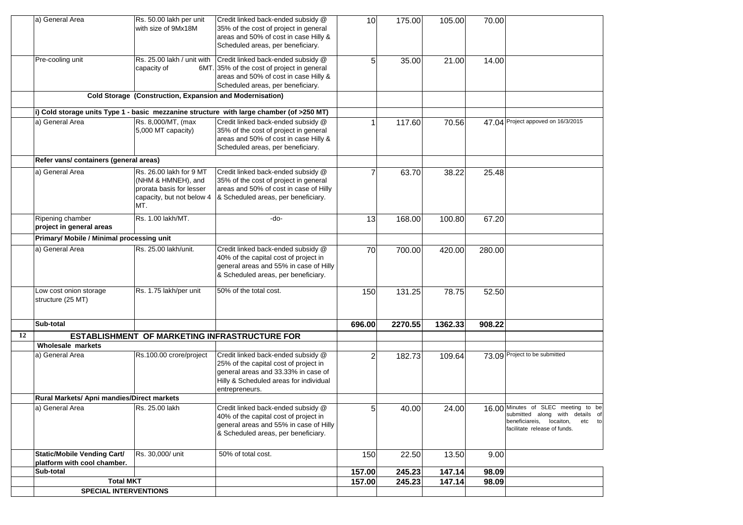| | | | | | | | | |
|---|---|---|---|---|---|---|---|---|
| | a) General Area | Rs. 50.00 lakh per unit with size of 9Mx18M | Credit linked back-ended subsidy @ 35% of the cost of project in general areas and 50% of cost in case Hilly & Scheduled areas, per beneficiary. | 10 | 175.00 | 105.00 | 70.00 | |
| | Pre-cooling unit | Rs. 25.00 lakh / unit with capacity of 6MT. | Credit linked back-ended subsidy @ 35% of the cost of project in general areas and 50% of cost in case Hilly & Scheduled areas, per beneficiary. | 5 | 35.00 | 21.00 | 14.00 | |
| | **Cold Storage (Construction, Expansion and Modernisation)** | | | | | | | |
| | **i) Cold storage units Type 1 - basic mezzanine structure with large chamber (of >250 MT)** | | | | | | | |
| | a) General Area | Rs. 8,000/MT, (max 5,000 MT capacity) | Credit linked back-ended subsidy @ 35% of the cost of project in general areas and 50% of cost in case Hilly & Scheduled areas, per beneficiary. | 1 | 117.60 | 70.56 | 47.04 | Project appoved on 16/3/2015 |
| | **Refer vans/ containers (general areas)** | | | | | | | |
| | a) General Area | Rs. 26.00 lakh for 9 MT (NHM & HMNEH), and prorata basis for lesser capacity, but not below 4 MT. | Credit linked back-ended subsidy @ 35% of the cost of project in general areas and 50% of cost in case of Hilly & Scheduled areas, per beneficiary. | 7 | 63.70 | 38.22 | 25.48 | |
| | Ripening chamber **project in general areas** | Rs. 1.00 lakh/MT. | -do- | 13 | 168.00 | 100.80 | 67.20 | |
| | **Primary/ Mobile / Minimal processing unit** | | | | | | | |
| | a) General Area | Rs. 25.00 lakh/unit. | Credit linked back-ended subsidy @ 40% of the capital cost of project in general areas and 55% in case of Hilly & Scheduled areas, per beneficiary. | 70 | 700.00 | 420.00 | 280.00 | |
| | Low cost onion storage structure (25 MT) | Rs. 1.75 lakh/per unit | 50% of the total cost. | 150 | 131.25 | 78.75 | 52.50 | |
| | **Sub-total** | | | **696.00** | **2270.55** | **1362.33** | **908.22** | |
| **12** | **ESTABLISHMENT OF MARKETING INFRASTRUCTURE FOR** | | | | | | | |
| | **Wholesale markets** | | | | | | | |
| | a) General Area | Rs.100.00 crore/project | Credit linked back-ended subsidy @ 25% of the capital cost of project in general areas and 33.33% in case of Hilly & Scheduled areas for individual entrepreneurs. | 2 | 182.73 | 109.64 | 73.09 | Project to be submitted |
| | **Rural Markets/ Apni mandies/Direct markets** | | | | | | | |
| | a) General Area | Rs. 25.00 lakh | Credit linked back-ended subsidy @ 40% of the capital cost of project in general areas and 55% in case of Hilly & Scheduled areas, per beneficiary. | 5 | 40.00 | 24.00 | 16.00 | Minutes of SLEC meeting to be submitted along with details of beneficiareis, locaiton, etc to facilitate release of funds. |
| | **Static/Mobile Vending Cart/ platform with cool chamber.** | Rs. 30,000/ unit | 50% of total cost. | 150 | 22.50 | 13.50 | 9.00 | |
| | **Sub-total** | | | **157.00** | **245.23** | **147.14** | **98.09** | |
| | **Total MKT** | | | **157.00** | **245.23** | **147.14** | **98.09** | |
| | **SPECIAL INTERVENTIONS** | | | | | | | |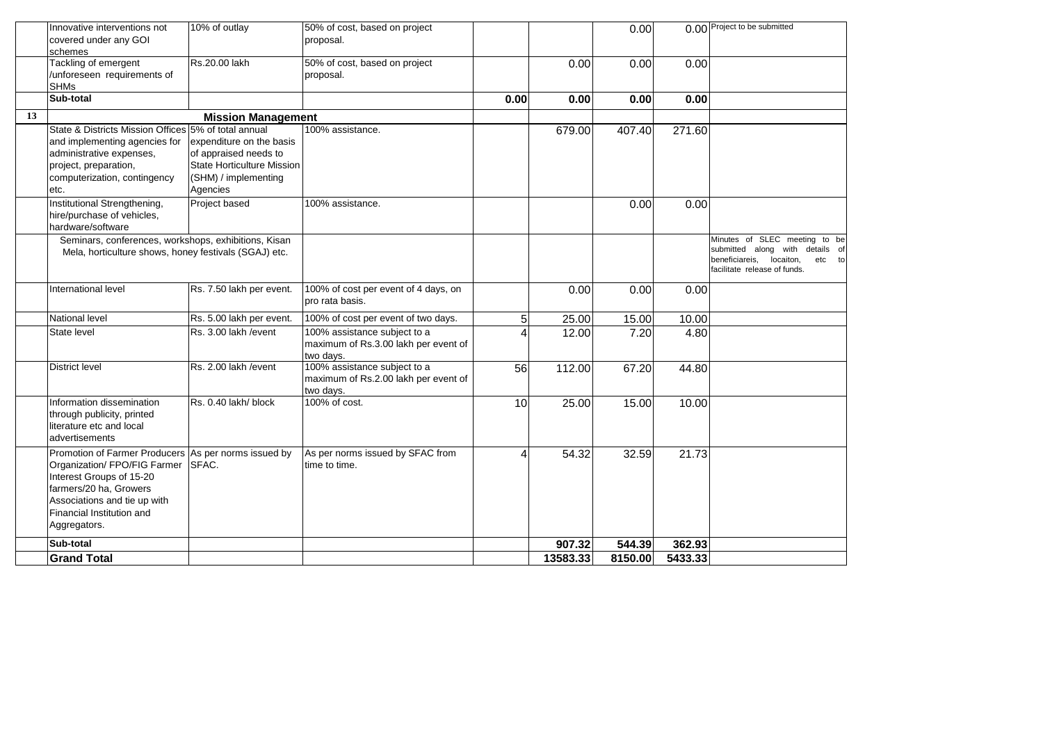| | | | | | | | | |
|---|---|---|---|---|---|---|---|---|
| | Innovative interventions not covered under any GOI schemes | 10% of outlay | 50% of cost, based on project proposal. | | | 0.00 | 0.00 | Project to be submitted |
| | Tackling of emergent /unforeseen requirements of SHMs | Rs.20.00 lakh | 50% of cost, based on project proposal. | | 0.00 | 0.00 | 0.00 | |
| | **Sub-total** | | | **0.00** | **0.00** | **0.00** | **0.00** | |
| **13** | **Mission Management** | | | | | | | |
| | State & Districts Mission Offices and implementing agencies for administrative expenses, project, preparation, computerization, contingency etc. | 5% of total annual expenditure on the basis of appraised needs to State Horticulture Mission (SHM) / implementing Agencies | 100% assistance. | | 679.00 | 407.40 | 271.60 | |
| | Institutional Strengthening, hire/purchase of vehicles, hardware/software | Project based | 100% assistance. | | | 0.00 | 0.00 | |
| | Seminars, conferences, workshops, exhibitions, Kisan Mela, horticulture shows, honey festivals (SGAJ) etc. | | | | | | | Minutes of SLEC meeting to be submitted along with details of beneficiareis, locaiton, etc to facilitate release of funds. |
| | International level | Rs. 7.50 lakh per event. | 100% of cost per event of 4 days, on pro rata basis. | | 0.00 | 0.00 | 0.00 | |
| | National level | Rs. 5.00 lakh per event. | 100% of cost per event of two days. | 5 | 25.00 | 15.00 | 10.00 | |
| | State level | Rs. 3.00 lakh /event | 100% assistance subject to a maximum of Rs.3.00 lakh per event of two days. | 4 | 12.00 | 7.20 | 4.80 | |
| | District level | Rs. 2.00 lakh /event | 100% assistance subject to a maximum of Rs.2.00 lakh per event of two days. | 56 | 112.00 | 67.20 | 44.80 | |
| | Information dissemination through publicity, printed literature etc and local advertisements | Rs. 0.40 lakh/ block | 100% of cost. | 10 | 25.00 | 15.00 | 10.00 | |
| | Promotion of Farmer Producers Organization/ FPO/FIG Farmer Interest Groups of 15-20 farmers/20 ha, Growers Associations and tie up with Financial Institution and Aggregators. | As per norms issued by SFAC. | As per norms issued by SFAC from time to time. | 4 | 54.32 | 32.59 | 21.73 | |
| | **Sub-total** | | | | **907.32** | **544.39** | **362.93** | |
| | **Grand Total** | | | | **13583.33** | **8150.00** | **5433.33** | |